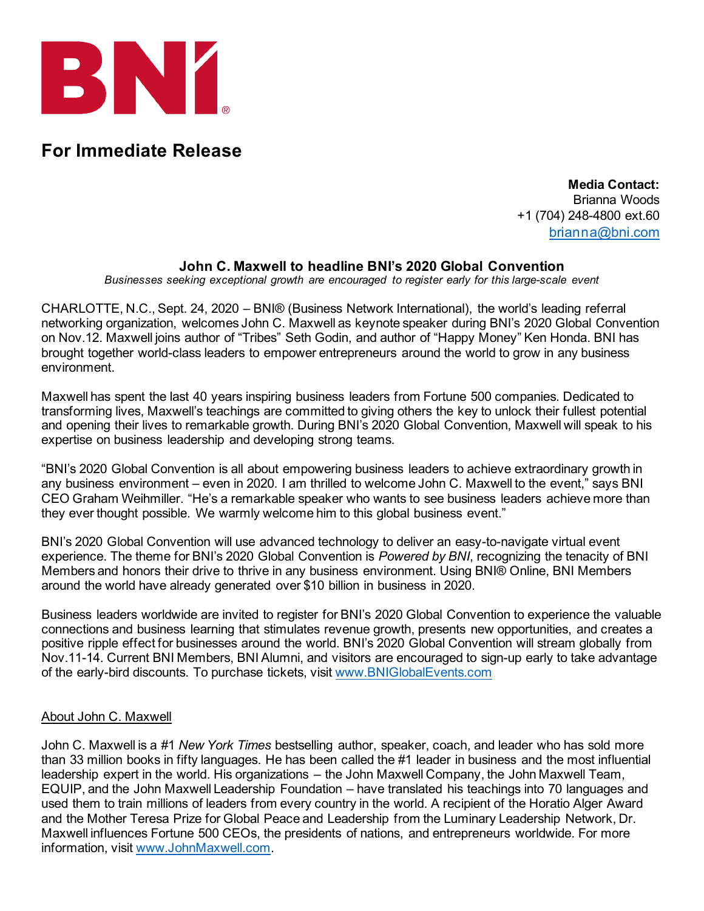BNI®

# For Immediate Release

**Media Contact:**
Brianna Woods
+1 (704) 248-4800 ext.60
[brianna@bni.com](mailto:brianna@bni.com)

## John C. Maxwell to headline BNI's 2020 Global Convention

*Businesses seeking exceptional growth are encouraged to register early for this large-scale event*

CHARLOTTE, N.C., Sept. 24, 2020 – BNI® (Business Network International), the world's leading referral networking organization, welcomes John C. Maxwell as keynote speaker during BNI's 2020 Global Convention on Nov.12. Maxwell joins author of "Tribes" Seth Godin, and author of "Happy Money" Ken Honda. BNI has brought together world-class leaders to empower entrepreneurs around the world to grow in any business environment.

Maxwell has spent the last 40 years inspiring business leaders from Fortune 500 companies. Dedicated to transforming lives, Maxwell's teachings are committed to giving others the key to unlock their fullest potential and opening their lives to remarkable growth. During BNI's 2020 Global Convention, Maxwell will speak to his expertise on business leadership and developing strong teams.

"BNI's 2020 Global Convention is all about empowering business leaders to achieve extraordinary growth in any business environment – even in 2020. I am thrilled to welcome John C. Maxwell to the event," says BNI CEO Graham Weihmiller. "He's a remarkable speaker who wants to see business leaders achieve more than they ever thought possible. We warmly welcome him to this global business event."

BNI's 2020 Global Convention will use advanced technology to deliver an easy-to-navigate virtual event experience. The theme for BNI's 2020 Global Convention is *Powered by BNI*, recognizing the tenacity of BNI Members and honors their drive to thrive in any business environment. Using BNI® Online, BNI Members around the world have already generated over $10 billion in business in 2020.

Business leaders worldwide are invited to register for BNI's 2020 Global Convention to experience the valuable connections and business learning that stimulates revenue growth, presents new opportunities, and creates a positive ripple effect for businesses around the world. BNI's 2020 Global Convention will stream globally from Nov.11-14. Current BNI Members, BNI Alumni, and visitors are encouraged to sign-up early to take advantage of the early-bird discounts. To purchase tickets, visit [www.BNIGlobalEvents.com](http://www.BNIGlobalEvents.com)

### About John C. Maxwell

John C. Maxwell is a #1 *New York Times* bestselling author, speaker, coach, and leader who has sold more than 33 million books in fifty languages. He has been called the #1 leader in business and the most influential leadership expert in the world. His organizations – the John Maxwell Company, the John Maxwell Team, EQUIP, and the John Maxwell Leadership Foundation – have translated his teachings into 70 languages and used them to train millions of leaders from every country in the world. A recipient of the Horatio Alger Award and the Mother Teresa Prize for Global Peace and Leadership from the Luminary Leadership Network, Dr. Maxwell influences Fortune 500 CEOs, the presidents of nations, and entrepreneurs worldwide. For more information, visit [www.JohnMaxwell.com](http://www.JohnMaxwell.com).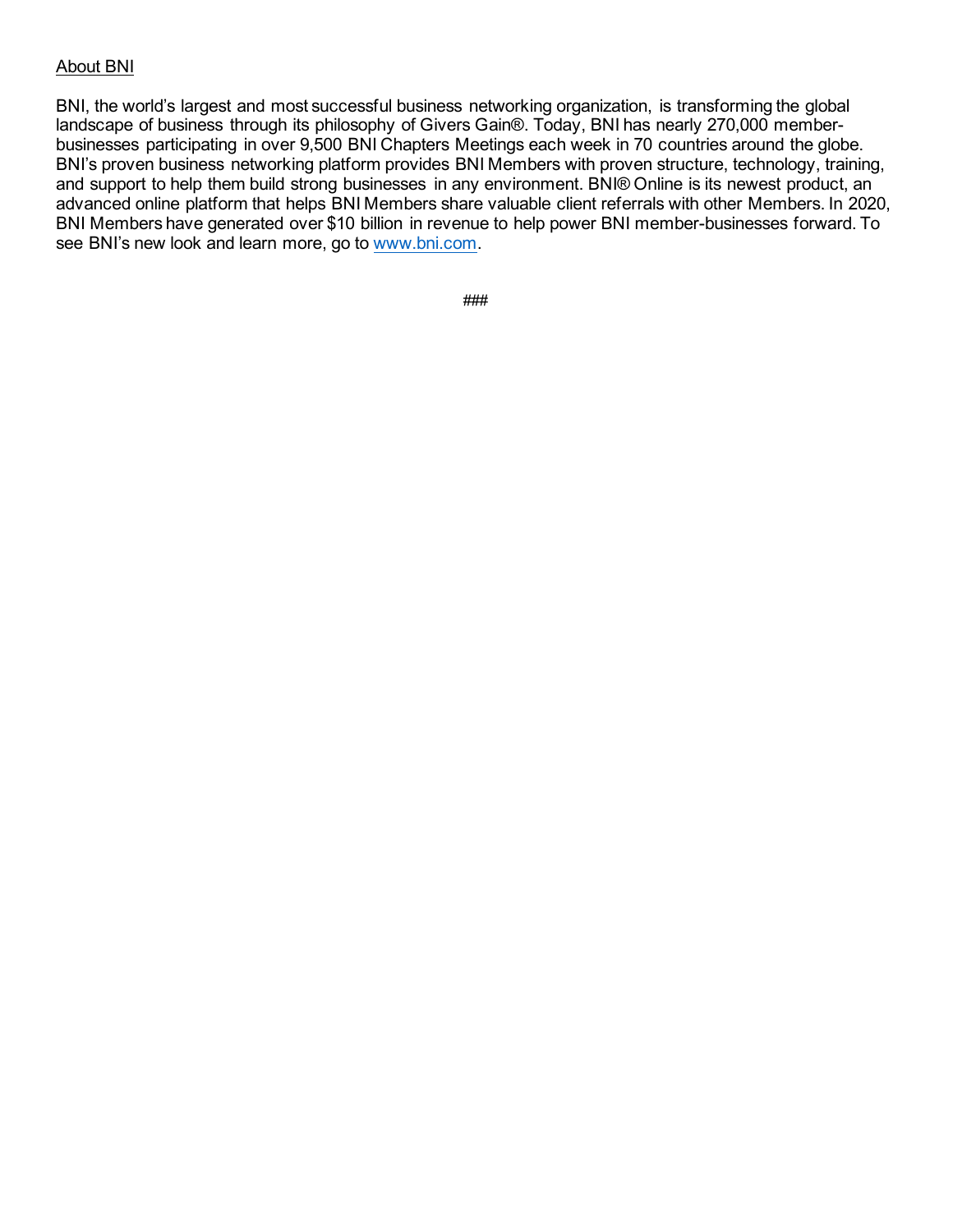About BNI

BNI, the world's largest and most successful business networking organization, is transforming the global landscape of business through its philosophy of Givers Gain®. Today, BNI has nearly 270,000 member-businesses participating in over 9,500 BNI Chapters Meetings each week in 70 countries around the globe. BNI's proven business networking platform provides BNI Members with proven structure, technology, training, and support to help them build strong businesses in any environment. BNI® Online is its newest product, an advanced online platform that helps BNI Members share valuable client referrals with other Members. In 2020, BNI Members have generated over $10 billion in revenue to help power BNI member-businesses forward. To see BNI's new look and learn more, go to [www.bni.com](http://www.bni.com).

###